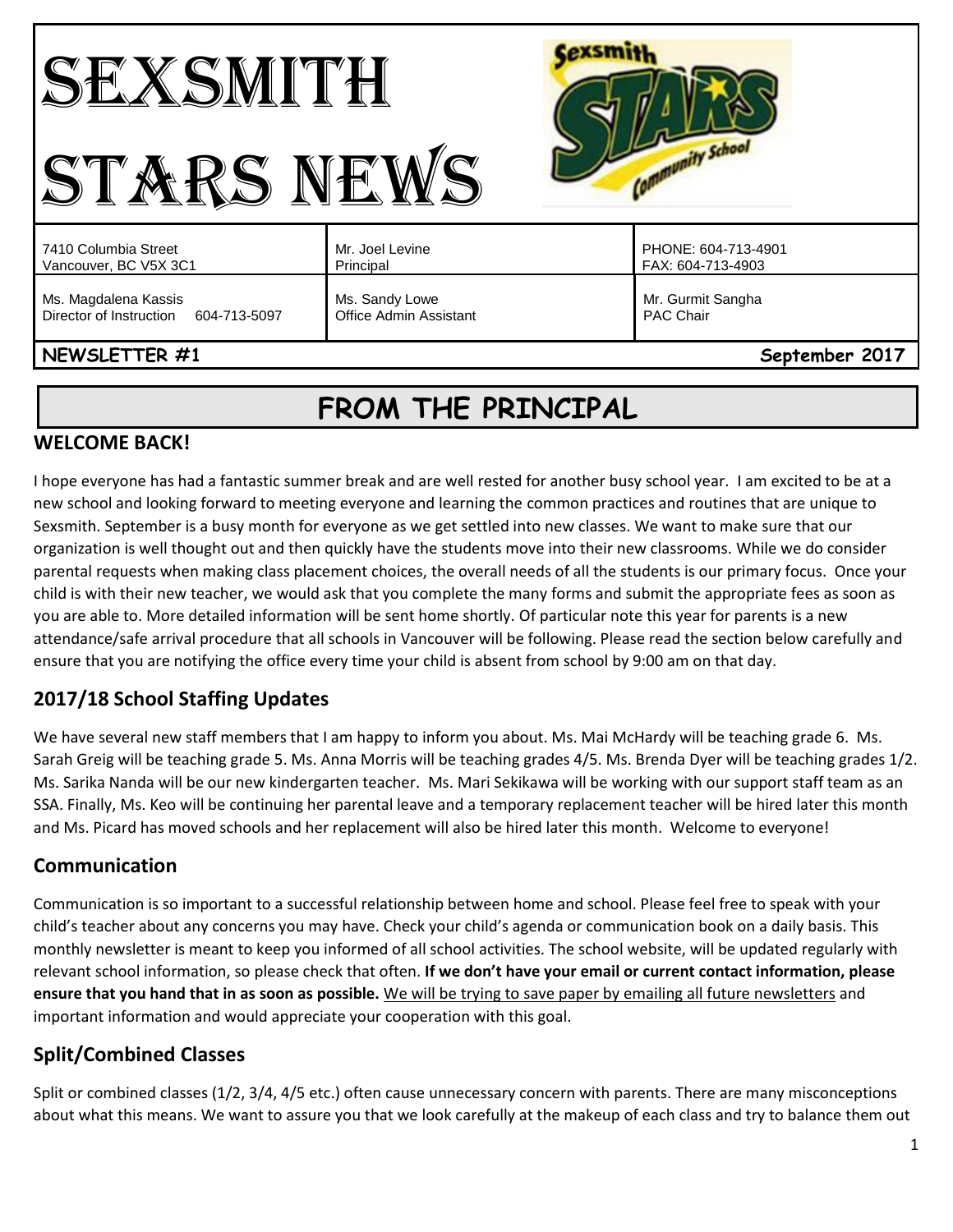# SEXSMITH STARS NEWS

| | | |
|---|---|---|
| 7410 Columbia Street<br>Vancouver, BC V5X 3C1 | Mr. Joel Levine<br>Principal | PHONE: 604-713-4901<br>FAX: 604-713-4903 |
| Ms. Magdalena Kassis<br>Director of Instruction 604-713-5097 | Ms. Sandy Lowe<br>Office Admin Assistant | Mr. Gurmit Sangha<br>PAC Chair |

**NEWSLETTER #1** **September 2017**

## FROM THE PRINCIPAL

### WELCOME BACK!

I hope everyone has had a fantastic summer break and are well rested for another busy school year. I am excited to be at a new school and looking forward to meeting everyone and learning the common practices and routines that are unique to Sexsmith. September is a busy month for everyone as we get settled into new classes. We want to make sure that our organization is well thought out and then quickly have the students move into their new classrooms. While we do consider parental requests when making class placement choices, the overall needs of all the students is our primary focus. Once your child is with their new teacher, we would ask that you complete the many forms and submit the appropriate fees as soon as you are able to. More detailed information will be sent home shortly. Of particular note this year for parents is a new attendance/safe arrival procedure that all schools in Vancouver will be following. Please read the section below carefully and ensure that you are notifying the office every time your child is absent from school by 9:00 am on that day.

### 2017/18 School Staffing Updates

We have several new staff members that I am happy to inform you about. Ms. Mai McHardy will be teaching grade 6. Ms. Sarah Greig will be teaching grade 5. Ms. Anna Morris will be teaching grades 4/5. Ms. Brenda Dyer will be teaching grades 1/2. Ms. Sarika Nanda will be our new kindergarten teacher. Ms. Mari Sekikawa will be working with our support staff team as an SSA. Finally, Ms. Keo will be continuing her parental leave and a temporary replacement teacher will be hired later this month and Ms. Picard has moved schools and her replacement will also be hired later this month. Welcome to everyone!

### Communication

Communication is so important to a successful relationship between home and school. Please feel free to speak with your child's teacher about any concerns you may have. Check your child's agenda or communication book on a daily basis. This monthly newsletter is meant to keep you informed of all school activities. The school website, will be updated regularly with relevant school information, so please check that often. **If we don't have your email or current contact information, please ensure that you hand that in as soon as possible.** <u>We will be trying to save paper by emailing all future newsletters</u> and important information and would appreciate your cooperation with this goal.

### Split/Combined Classes

Split or combined classes (1/2, 3/4, 4/5 etc.) often cause unnecessary concern with parents. There are many misconceptions about what this means. We want to assure you that we look carefully at the makeup of each class and try to balance them out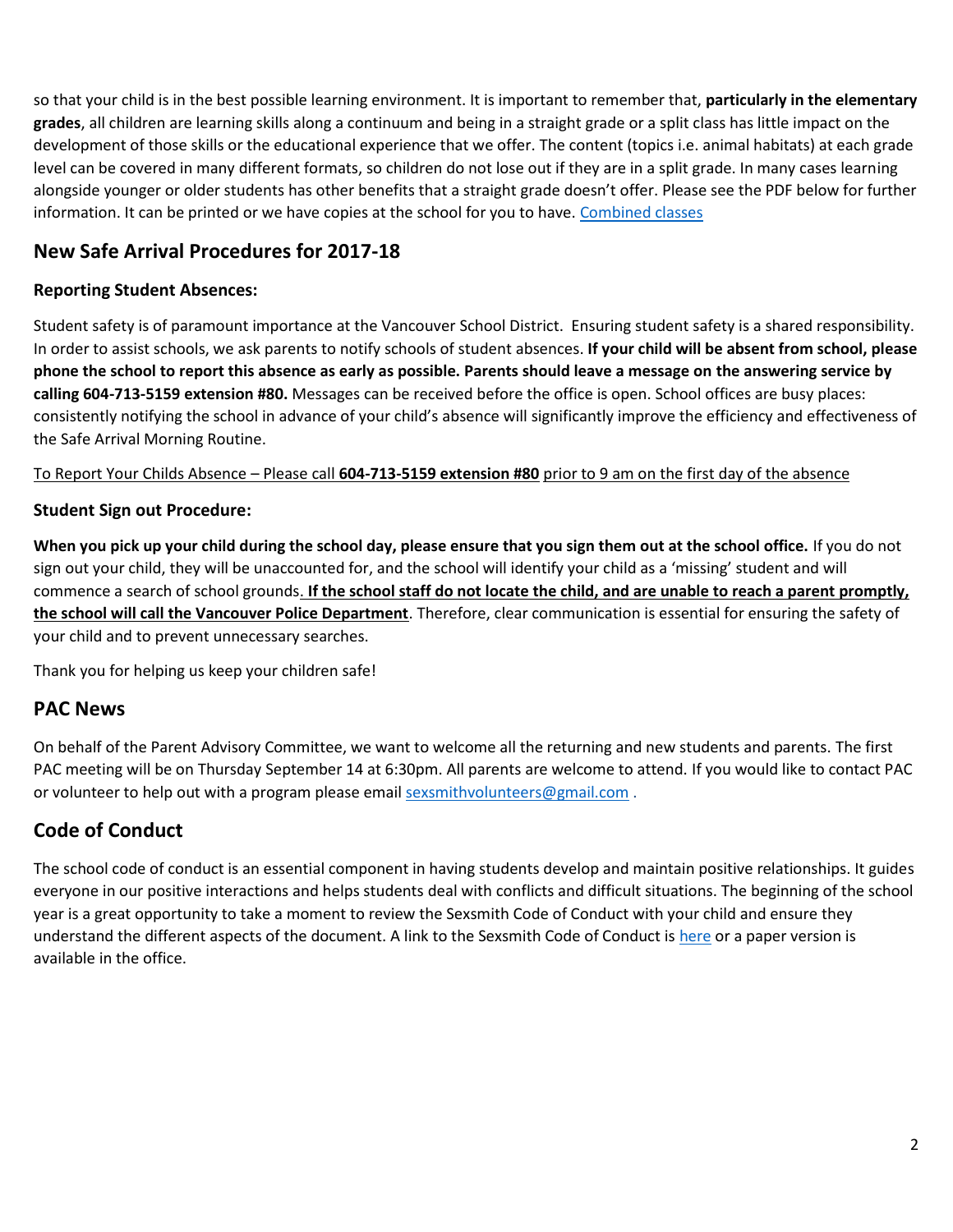so that your child is in the best possible learning environment. It is important to remember that, **particularly in the elementary grades**, all children are learning skills along a continuum and being in a straight grade or a split class has little impact on the development of those skills or the educational experience that we offer. The content (topics i.e. animal habitats) at each grade level can be covered in many different formats, so children do not lose out if they are in a split grade. In many cases learning alongside younger or older students has other benefits that a straight grade doesn't offer. Please see the PDF below for further information. It can be printed or we have copies at the school for you to have. [Combined classes]

## New Safe Arrival Procedures for 2017-18

### Reporting Student Absences:

Student safety is of paramount importance at the Vancouver School District. Ensuring student safety is a shared responsibility. In order to assist schools, we ask parents to notify schools of student absences. **If your child will be absent from school, please phone the school to report this absence as early as possible. Parents should leave a message on the answering service by calling 604-713-5159 extension #80.** Messages can be received before the office is open. School offices are busy places: consistently notifying the school in advance of your child's absence will significantly improve the efficiency and effectiveness of the Safe Arrival Morning Routine.

To Report Your Childs Absence – Please call **604-713-5159 extension #80** prior to 9 am on the first day of the absence

### Student Sign out Procedure:

**When you pick up your child during the school day, please ensure that you sign them out at the school office.** If you do not sign out your child, they will be unaccounted for, and the school will identify your child as a 'missing' student and will commence a search of school grounds. **If the school staff do not locate the child, and are unable to reach a parent promptly, the school will call the Vancouver Police Department**. Therefore, clear communication is essential for ensuring the safety of your child and to prevent unnecessary searches.

Thank you for helping us keep your children safe!

## PAC News

On behalf of the Parent Advisory Committee, we want to welcome all the returning and new students and parents. The first PAC meeting will be on Thursday September 14 at 6:30pm. All parents are welcome to attend. If you would like to contact PAC or volunteer to help out with a program please email sexsmithvolunteers@gmail.com .

## Code of Conduct

The school code of conduct is an essential component in having students develop and maintain positive relationships. It guides everyone in our positive interactions and helps students deal with conflicts and difficult situations. The beginning of the school year is a great opportunity to take a moment to review the Sexsmith Code of Conduct with your child and ensure they understand the different aspects of the document. A link to the Sexsmith Code of Conduct is [here] or a paper version is available in the office.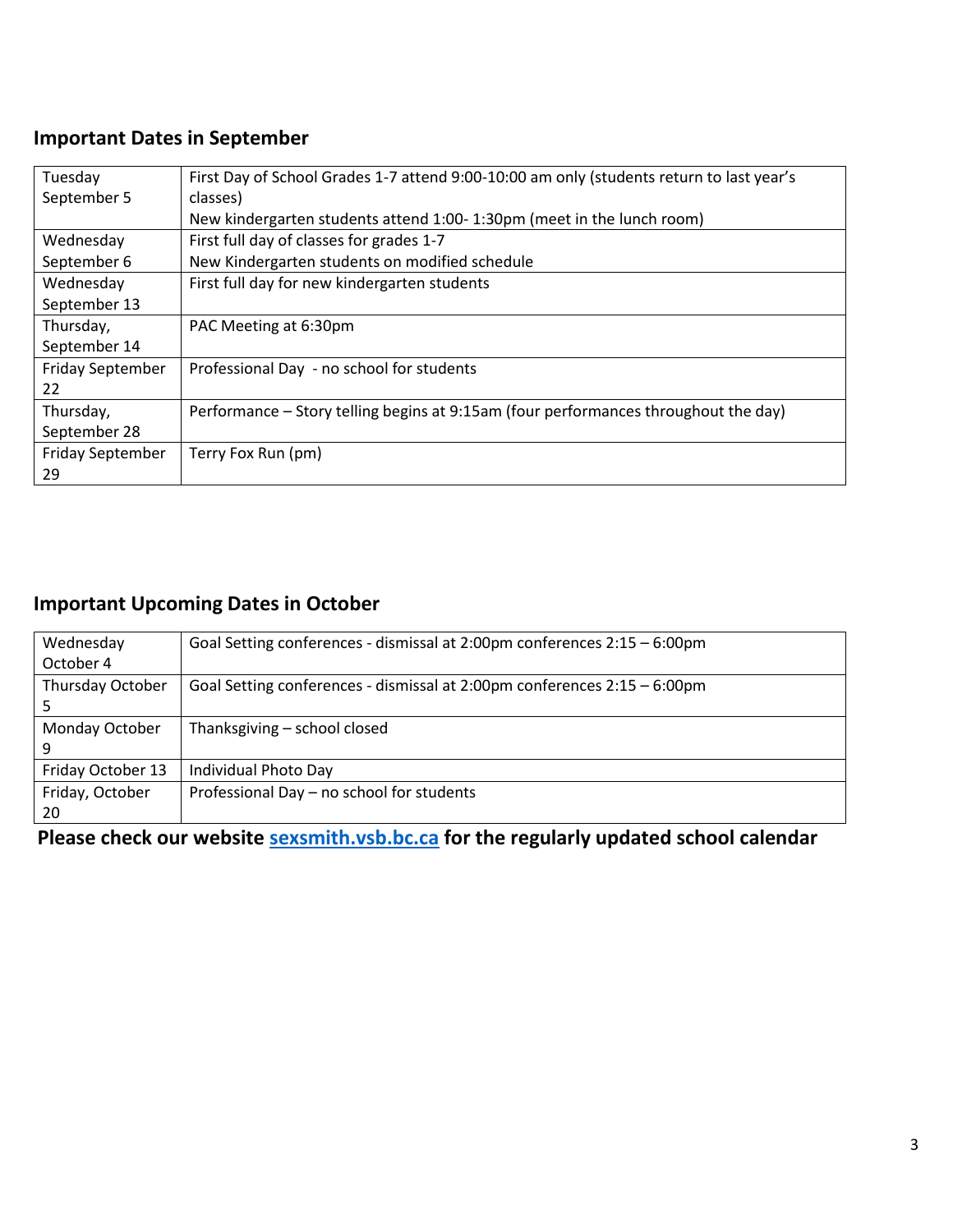## Important Dates in September

| | |
|---|---|
| Tuesday September 5 | First Day of School Grades 1-7 attend 9:00-10:00 am only (students return to last year's classes)<br>New kindergarten students attend 1:00- 1:30pm (meet in the lunch room) |
| Wednesday September 6 | First full day of classes for grades 1-7<br>New Kindergarten students on modified schedule |
| Wednesday September 13 | First full day for new kindergarten students |
| Thursday, September 14 | PAC Meeting at 6:30pm |
| Friday September 22 | Professional Day - no school for students |
| Thursday, September 28 | Performance – Story telling begins at 9:15am (four performances throughout the day) |
| Friday September 29 | Terry Fox Run (pm) |

## Important Upcoming Dates in October

| | |
|---|---|
| Wednesday October 4 | Goal Setting conferences - dismissal at 2:00pm conferences 2:15 – 6:00pm |
| Thursday October 5 | Goal Setting conferences - dismissal at 2:00pm conferences 2:15 – 6:00pm |
| Monday October 9 | Thanksgiving – school closed |
| Friday October 13 | Individual Photo Day |
| Friday, October 20 | Professional Day – no school for students |

**Please check our website [sexsmith.vsb.bc.ca](sexsmith.vsb.bc.ca) for the regularly updated school calendar**